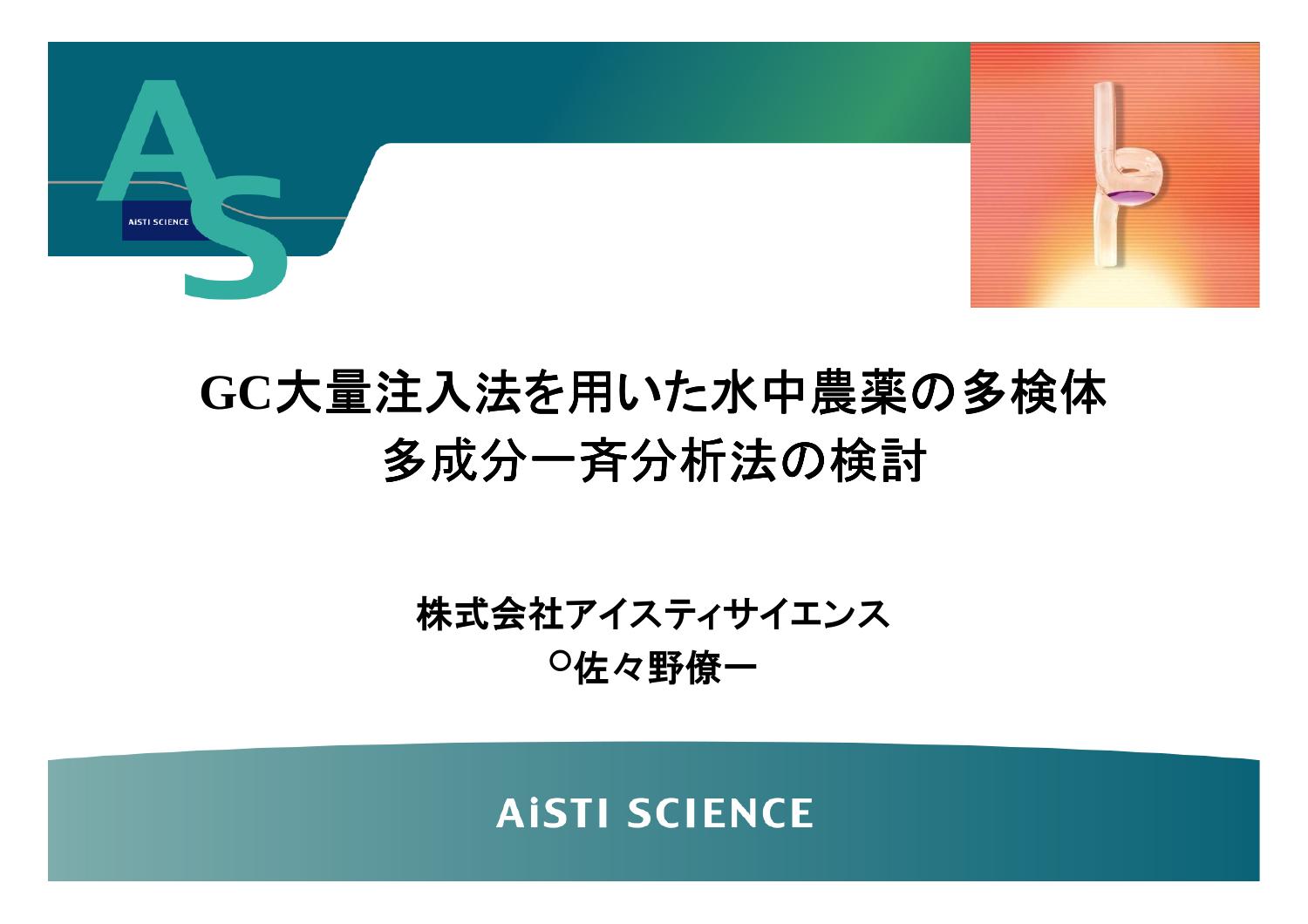# GC大量注入法を用いた水中農薬の多検体多成分一斉分析法の検討

株式会社アイスティサイエンス

○佐々野僚一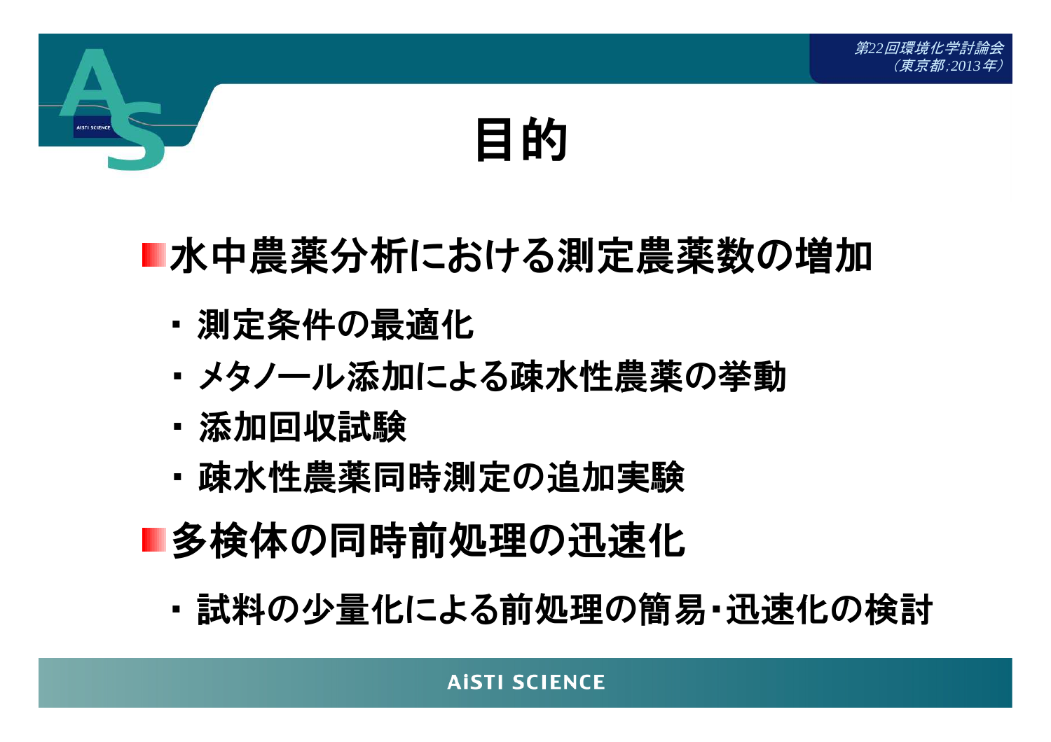# 目的

- 水中農薬分析における測定農薬数の増加
  - 測定条件の最適化
  - メタノール添加による疎水性農薬の挙動
  - 添加回収試験
  - 疎水性農薬同時測定の追加実験
- 多検体の同時前処理の迅速化
  - 試料の少量化による前処理の簡易・迅速化の検討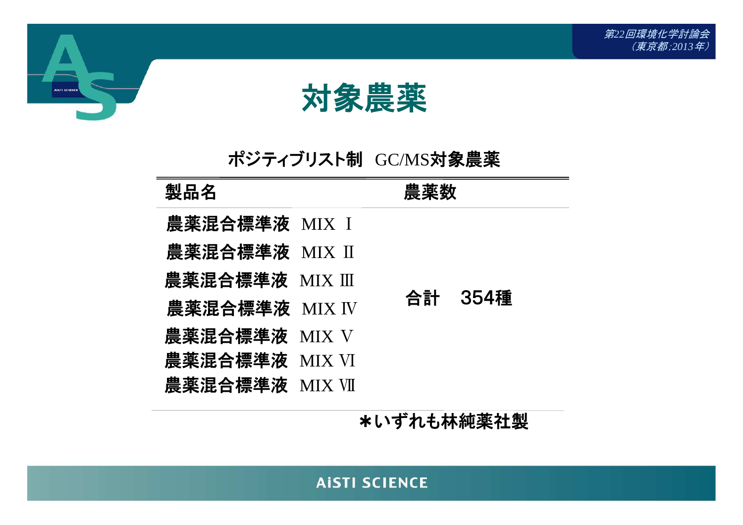# 対象農薬

ポジティブリスト制　GC/MS対象農薬

| 製品名 | 農薬数 |
| --- | --- |
| 農薬混合標準液　MIX Ⅰ | 合計　354種 |
| 農薬混合標準液　MIX Ⅱ | |
| 農薬混合標準液　MIX Ⅲ | |
| 農薬混合標準液　MIX Ⅳ | |
| 農薬混合標準液　MIX Ⅴ | |
| 農薬混合標準液　MIX Ⅵ | |
| 農薬混合標準液　MIX Ⅶ | |

＊いずれも林純薬社製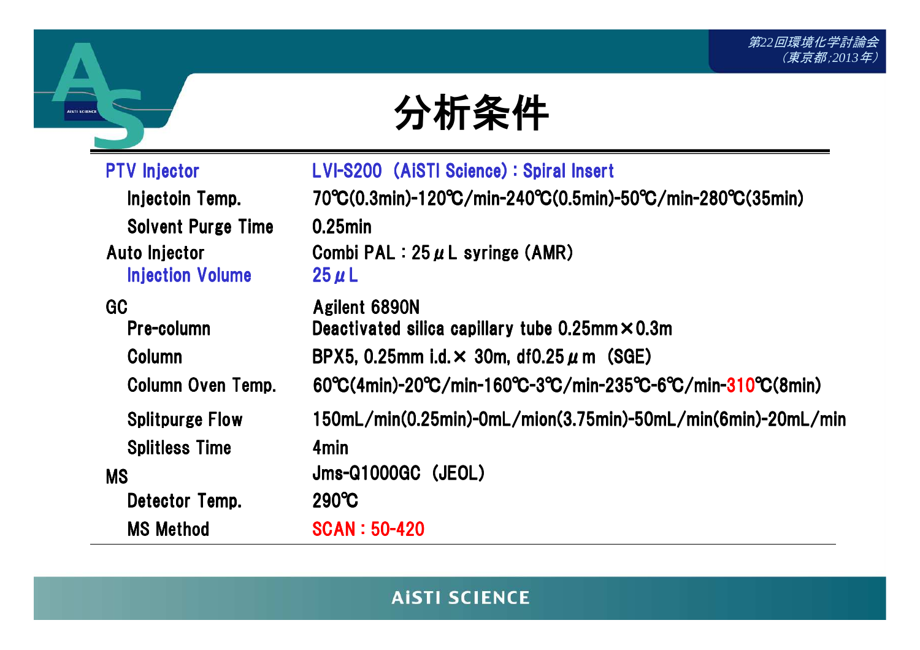# 分析条件

| | |
|---|---|
| PTV Injector | LVI-S200（AiSTI Science）: Spiral Insert |
| Injectoin Temp. | 70℃(0.3min)-120℃/min-240℃(0.5min)-50℃/min-280℃(35min) |
| Solvent Purge Time | 0.25min |
| Auto Injector | Combi PAL : 25μL syringe (AMR) |
| Injection Volume | 25μL |
| GC | Agilent 6890N |
| Pre-column | Deactivated silica capillary tube 0.25mm×0.3m |
| Column | BPX5, 0.25mm i.d.× 30m, df0.25μm（SGE） |
| Column Oven Temp. | 60℃(4min)-20℃/min-160℃-3℃/min-235℃-6℃/min-310℃(8min) |
| Splitpurge Flow | 150mL/min(0.25min)-0mL/mion(3.75min)-50mL/min(6min)-20mL/min |
| Splitless Time | 4min |
| MS | Jms-Q1000GC（JEOL） |
| Detector Temp. | 290℃ |
| MS Method | SCAN : 50-420 |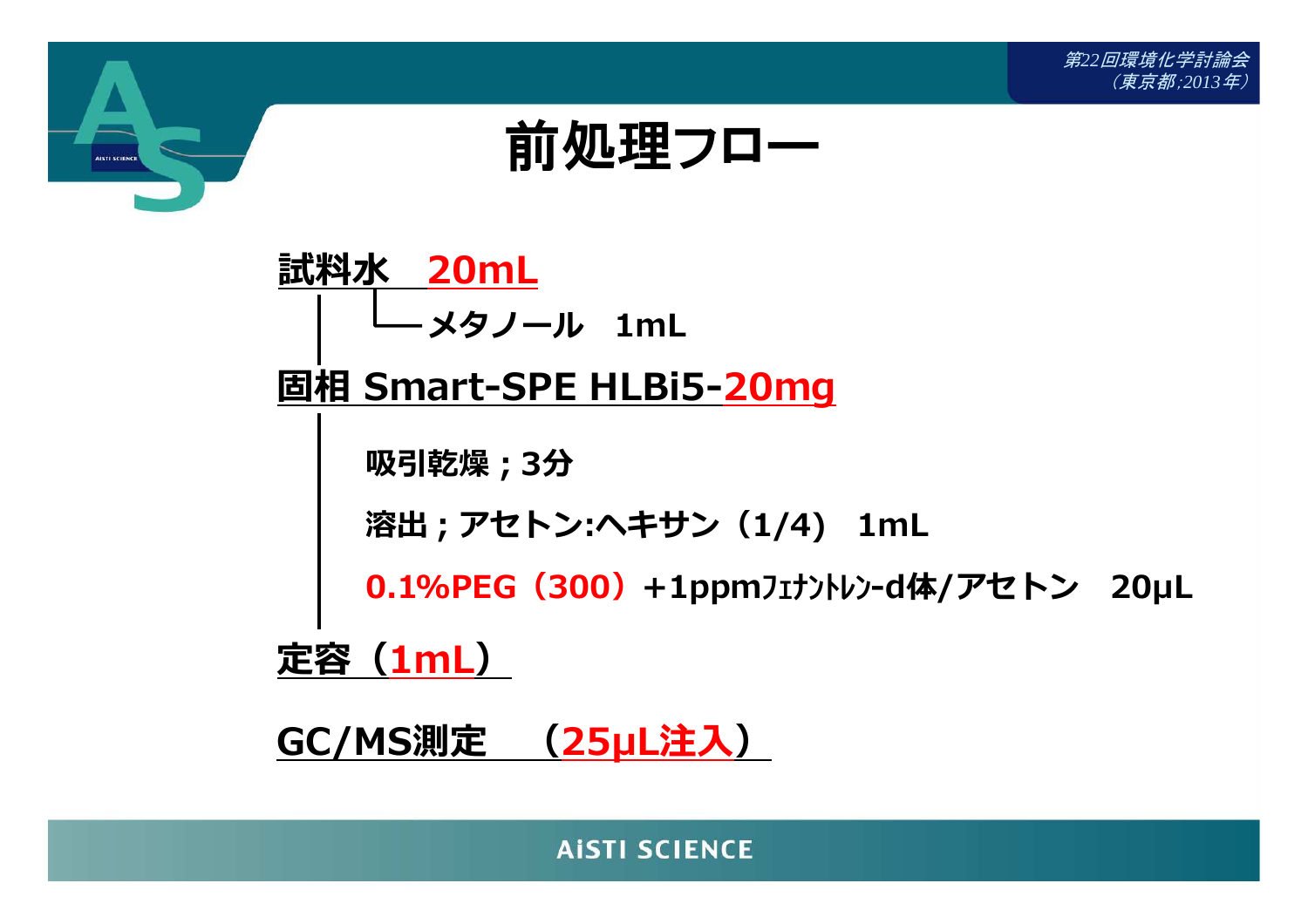# 前処理フロー

**試料水　20mL**

└メタノール　1mL

**固相 Smart-SPE HLBi5-20mg**

吸引乾燥；3分

溶出；アセトン:ヘキサン（1/4）　1mL

0.1%PEG（300）+1ppmﾌｪﾅﾝﾄﾚﾝ-d体/アセトン　20µL

**定容（1mL）**

**GC/MS測定　（25µL注入）**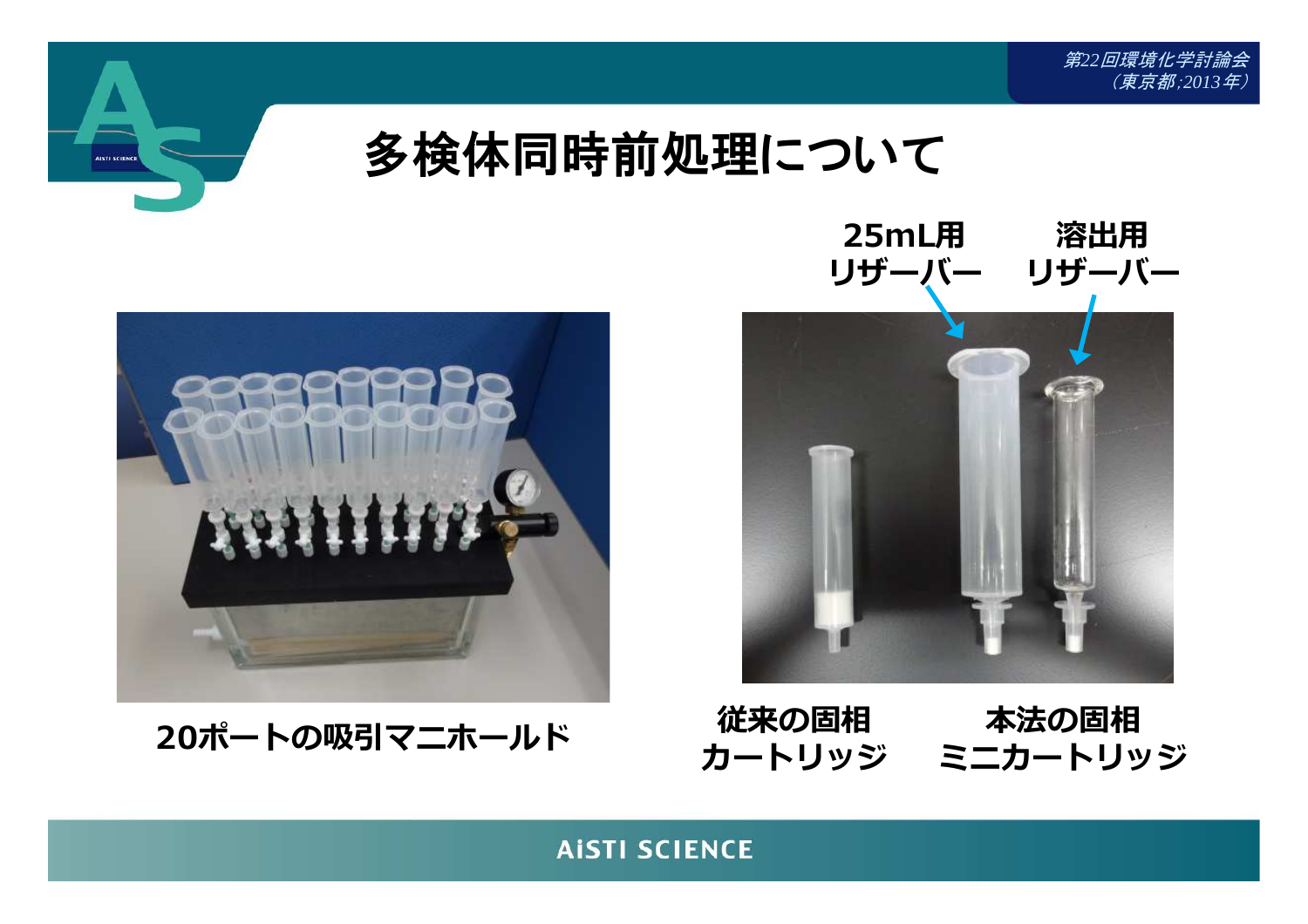# 多検体同時前処理について

25mL用
リザーバー

溶出用
リザーバー

20ポートの吸引マニホールド

従来の固相
カートリッジ

本法の固相
ミニカートリッジ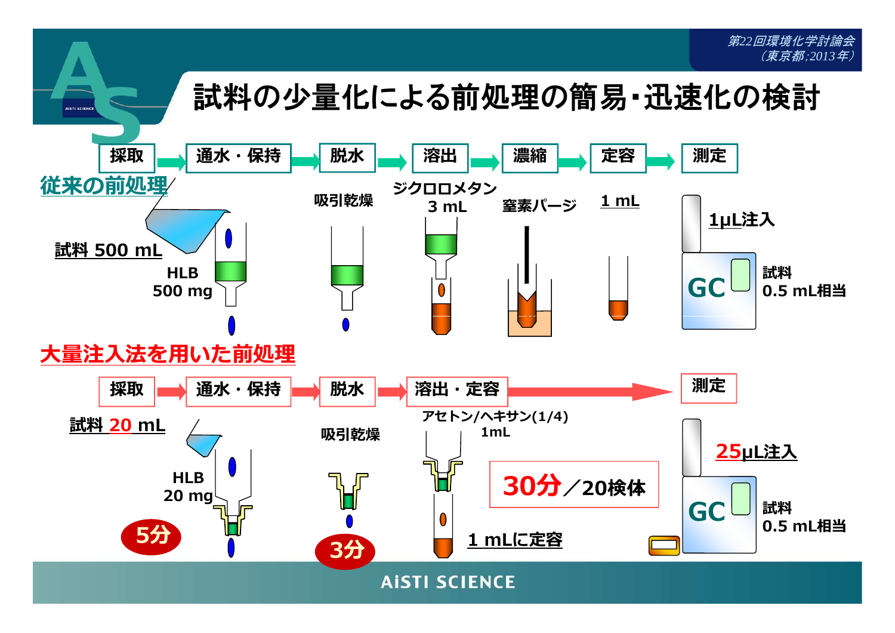# 試料の少量化による前処理の簡易・迅速化の検討

## 従来の前処理

採取 → 通水・保持 → 脱水 → 溶出 → 濃縮 → 定容 → 測定

- 試料 500 mL
- HLB 500 mg
- 吸引乾燥
- ジクロロメタン 3 mL
- 窒素パージ
- 1 mL
- 1μL注入
- GC
- 試料 0.5 mL相当

## 大量注入法を用いた前処理

採取 → 通水・保持 → 脱水 → 溶出・定容 → 測定

- 試料 20 mL
- HLB 20 mg
- 5分
- 吸引乾燥
- 3分
- アセトン/ヘキサン(1/4) 1mL
- 1 mLに定容
- 30分／20検体
- 25μL注入
- GC
- 試料 0.5 mL相当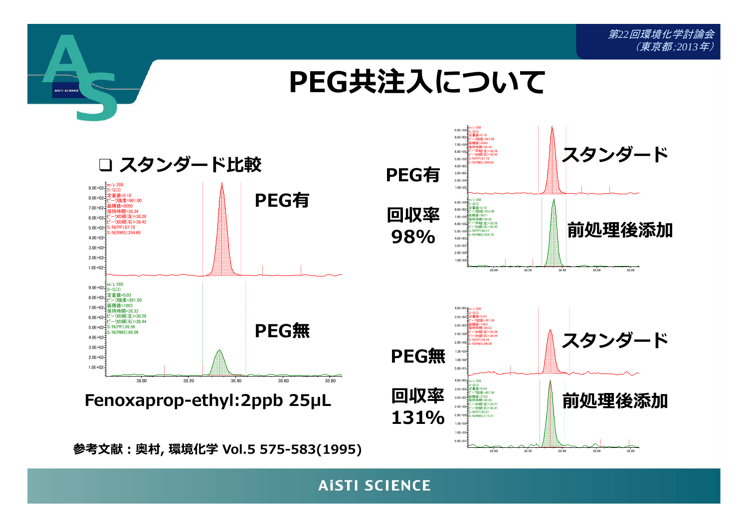# PEG共注入について

## ❑ スタンダード比較

PEG有

PEG無

Fenoxaprop-ethyl:2ppb 25μL

参考文献：奥村, 環境化学 Vol.5 575-583(1995)

PEG有

回収率 98%

スタンダード

前処理後添加

PEG無

回収率 131%

スタンダード

前処理後添加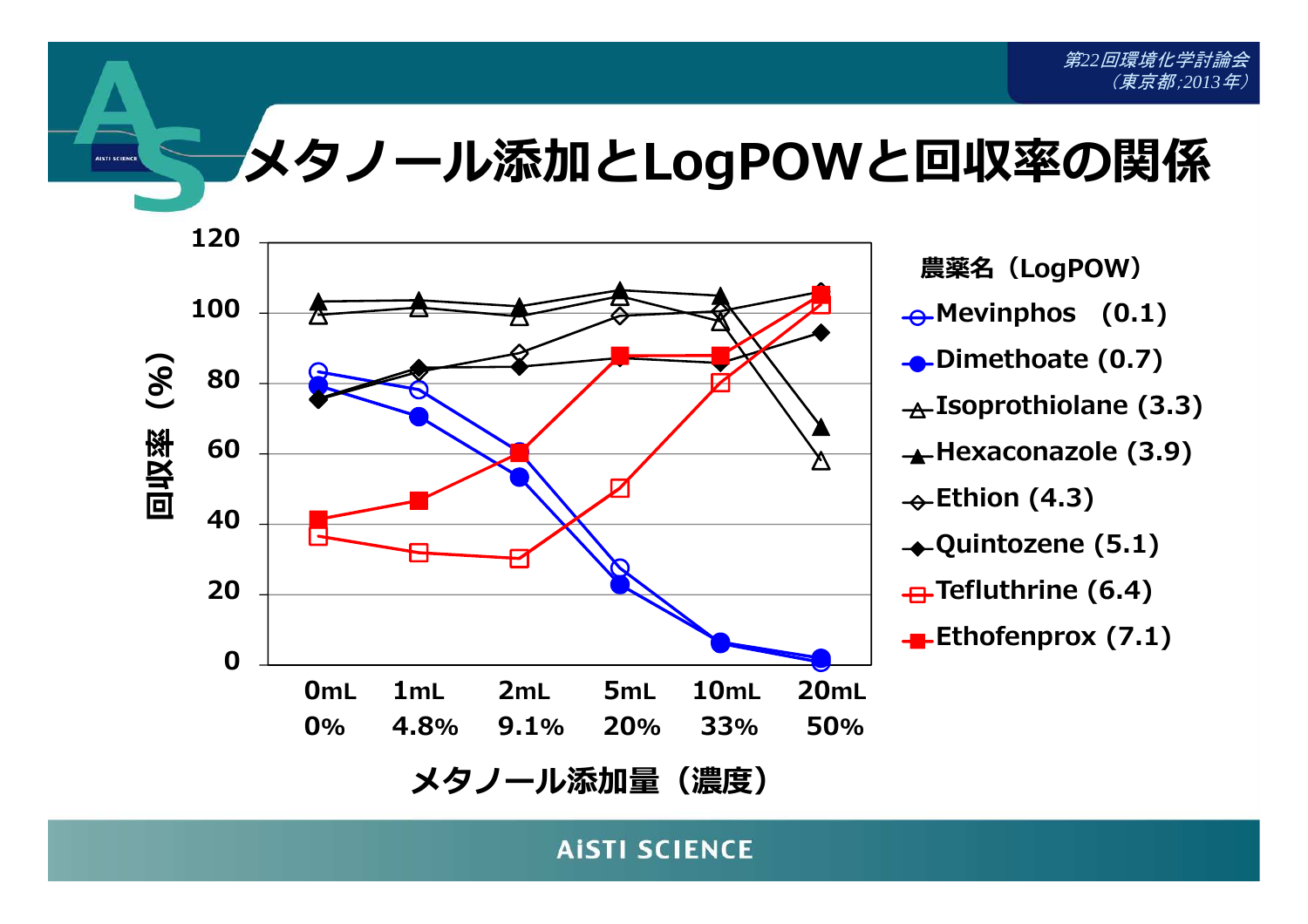# メタノール添加とLogPOWと回収率の関係

回収率（%）

| 農薬名（LogPOW） |
|---|
| Mevinphos (0.1) |
| Dimethoate (0.7) |
| Isoprothiolane (3.3) |
| Hexaconazole (3.9) |
| Ethion (4.3) |
| Quintozene (5.1) |
| Tefluthrine (6.4) |
| Ethofenprox (7.1) |

0mL 0%　1mL 4.8%　2mL 9.1%　5mL 20%　10mL 33%　20mL 50%

メタノール添加量（濃度）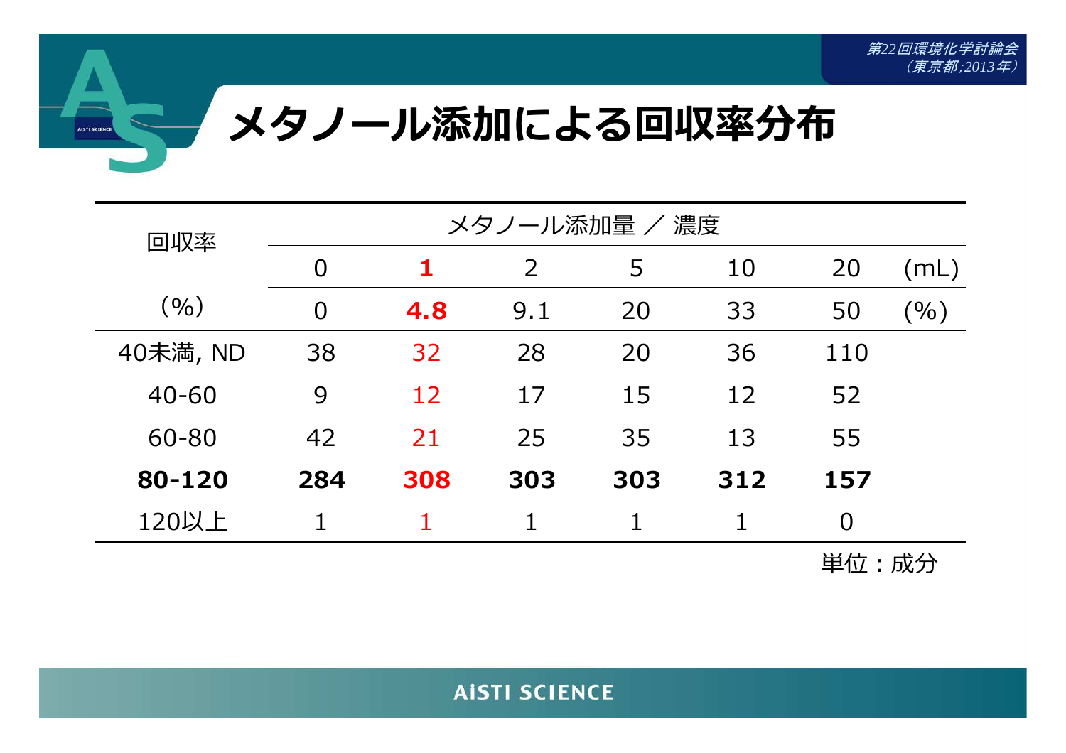# メタノール添加による回収率分布

| 回収率 | メタノール添加量 ／ 濃度 | | | | | | |
|---|---|---|---|---|---|---|---|
| | 0 | **1** | 2 | 5 | 10 | 20 | (mL) |
| (%) | 0 | **4.8** | 9.1 | 20 | 33 | 50 | (%) |
| 40未満, ND | 38 | 32 | 28 | 20 | 36 | 110 | |
| 40-60 | 9 | 12 | 17 | 15 | 12 | 52 | |
| 60-80 | 42 | 21 | 25 | 35 | 13 | 55 | |
| **80-120** | **284** | **308** | **303** | **303** | **312** | **157** | |
| 120以上 | 1 | 1 | 1 | 1 | 1 | 0 | |

単位：成分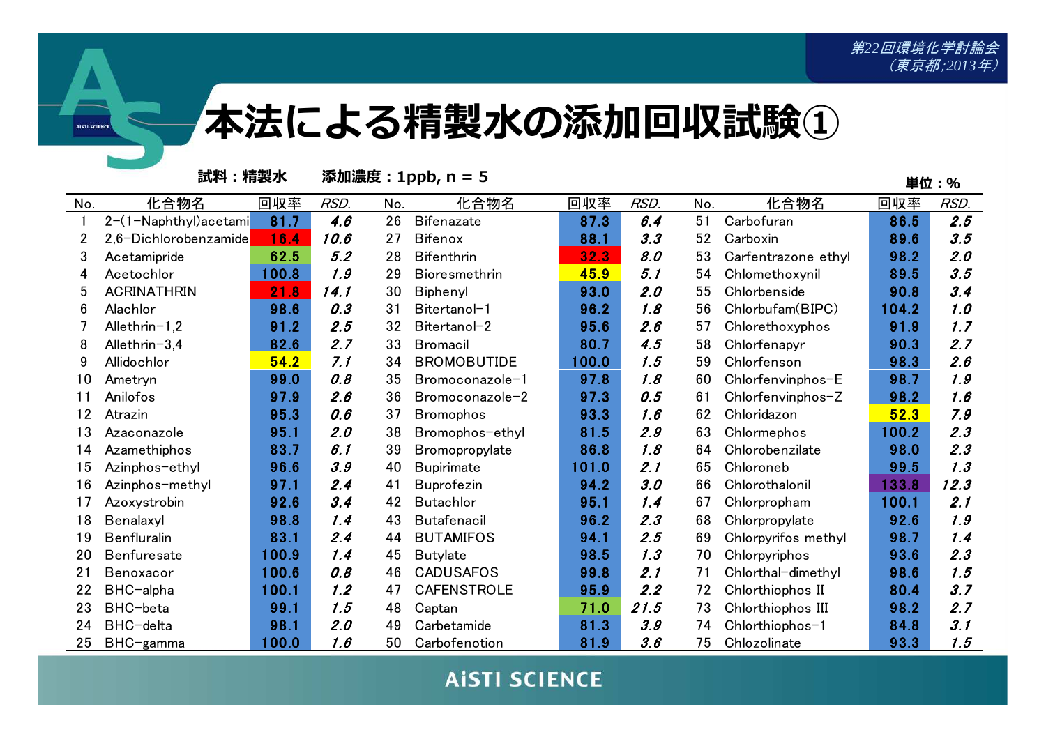# 本法による精製水の添加回収試験①

**試料：精製水**　　**添加濃度：1ppb, n = 5**

**単位：%**

| No. | 化合物名 | 回収率 | RSD. | No. | 化合物名 | 回収率 | RSD. | No. | 化合物名 | 回収率 | RSD. |
|---|---|---|---|---|---|---|---|---|---|---|---|
| 1 | 2-(1-Naphthyl)acetami | 81.7 | 4.6 | 26 | Bifenazate | 87.3 | 6.4 | 51 | Carbofuran | 86.5 | 2.5 |
| 2 | 2,6-Dichlorobenzamide | 16.4 | 10.6 | 27 | Bifenox | 88.1 | 3.3 | 52 | Carboxin | 89.6 | 3.5 |
| 3 | Acetamipride | 62.5 | 5.2 | 28 | Bifenthrin | 32.3 | 8.0 | 53 | Carfentrazone ethyl | 98.2 | 2.0 |
| 4 | Acetochlor | 100.8 | 1.9 | 29 | Bioresmethrin | 45.9 | 5.1 | 54 | Chlomethoxynil | 89.5 | 3.5 |
| 5 | ACRINATHRIN | 21.8 | 14.1 | 30 | Biphenyl | 93.0 | 2.0 | 55 | Chlorbenside | 90.8 | 3.4 |
| 6 | Alachlor | 98.6 | 0.3 | 31 | Bitertanol-1 | 96.2 | 1.8 | 56 | Chlorbufam(BIPC) | 104.2 | 1.0 |
| 7 | Allethrin-1,2 | 91.2 | 2.5 | 32 | Bitertanol-2 | 95.6 | 2.6 | 57 | Chlorethoxyphos | 91.9 | 1.7 |
| 8 | Allethrin-3,4 | 82.6 | 2.7 | 33 | Bromacil | 80.7 | 4.5 | 58 | Chlorfenapyr | 90.3 | 2.7 |
| 9 | Allidochlor | 54.2 | 7.1 | 34 | BROMOBUTIDE | 100.0 | 1.5 | 59 | Chlorfenson | 98.3 | 2.6 |
| 10 | Ametryn | 99.0 | 0.8 | 35 | Bromoconazole-1 | 97.8 | 1.8 | 60 | Chlorfenvinphos-E | 98.7 | 1.9 |
| 11 | Anilofos | 97.9 | 2.6 | 36 | Bromoconazole-2 | 97.3 | 0.5 | 61 | Chlorfenvinphos-Z | 98.2 | 1.6 |
| 12 | Atrazin | 95.3 | 0.6 | 37 | Bromophos | 93.3 | 1.6 | 62 | Chloridazon | 52.3 | 7.9 |
| 13 | Azaconazole | 95.1 | 2.0 | 38 | Bromophos-ethyl | 81.5 | 2.9 | 63 | Chlormephos | 100.2 | 2.3 |
| 14 | Azamethiphos | 83.7 | 6.1 | 39 | Bromopropylate | 86.8 | 1.8 | 64 | Chlorobenzilate | 98.0 | 2.3 |
| 15 | Azinphos-ethyl | 96.6 | 3.9 | 40 | Bupirimate | 101.0 | 2.1 | 65 | Chloroneb | 99.5 | 1.3 |
| 16 | Azinphos-methyl | 97.1 | 2.4 | 41 | Buprofezin | 94.2 | 3.0 | 66 | Chlorothalonil | 133.8 | 12.3 |
| 17 | Azoxystrobin | 92.6 | 3.4 | 42 | Butachlor | 95.1 | 1.4 | 67 | Chlorpropham | 100.1 | 2.1 |
| 18 | Benalaxyl | 98.8 | 1.4 | 43 | Butafenacil | 96.2 | 2.3 | 68 | Chlorpropylate | 92.6 | 1.9 |
| 19 | Benfluralin | 83.1 | 2.4 | 44 | BUTAMIFOS | 94.1 | 2.5 | 69 | Chlorpyrifos methyl | 98.7 | 1.4 |
| 20 | Benfuresate | 100.9 | 1.4 | 45 | Butylate | 98.5 | 1.3 | 70 | Chlorpyriphos | 93.6 | 2.3 |
| 21 | Benoxacor | 100.6 | 0.8 | 46 | CADUSAFOS | 99.8 | 2.1 | 71 | Chlorthal-dimethyl | 98.6 | 1.5 |
| 22 | BHC-alpha | 100.1 | 1.2 | 47 | CAFENSTROLE | 95.9 | 2.2 | 72 | Chlorthiophos II | 80.4 | 3.7 |
| 23 | BHC-beta | 99.1 | 1.5 | 48 | Captan | 71.0 | 21.5 | 73 | Chlorthiophos III | 98.2 | 2.7 |
| 24 | BHC-delta | 98.1 | 2.0 | 49 | Carbetamide | 81.3 | 3.9 | 74 | Chlorthiophos-1 | 84.8 | 3.1 |
| 25 | BHC-gamma | 100.0 | 1.6 | 50 | Carbofenotion | 81.9 | 3.6 | 75 | Chlozolinate | 93.3 | 1.5 |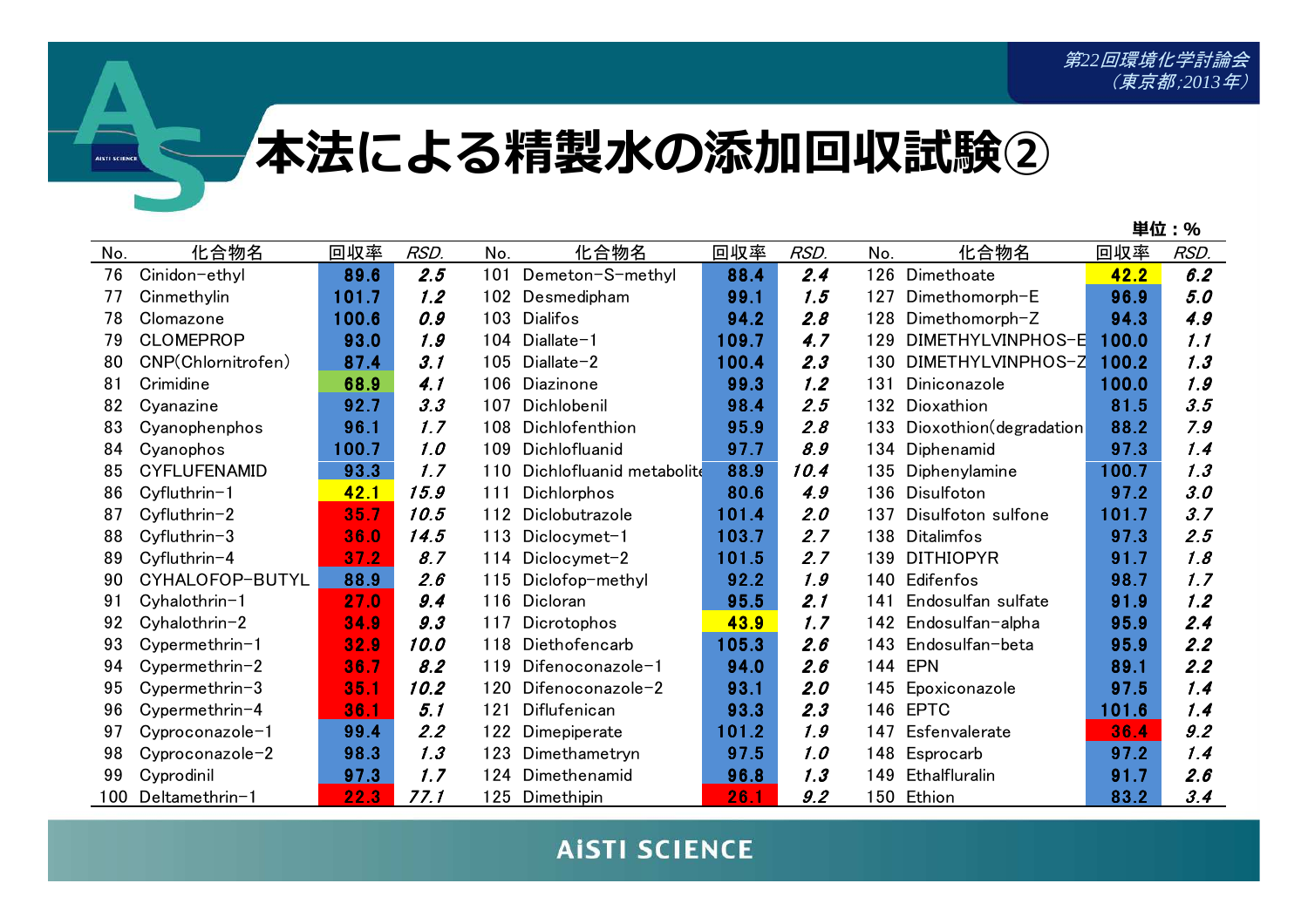# 本法による精製水の添加回収試験②

単位：%

| No. | 化合物名 | 回収率 | *RSD.* | No. | 化合物名 | 回収率 | *RSD.* | No. | 化合物名 | 回収率 | *RSD.* |
|---|---|---|---|---|---|---|---|---|---|---|---|
| 76 | Cinidon-ethyl | 89.6 | *2.5* | 101 | Demeton-S-methyl | 88.4 | *2.4* | 126 | Dimethoate | 42.2 | *6.2* |
| 77 | Cinmethylin | 101.7 | *1.2* | 102 | Desmedipham | 99.1 | *1.5* | 127 | Dimethomorph-E | 96.9 | *5.0* |
| 78 | Clomazone | 100.6 | *0.9* | 103 | Dialifos | 94.2 | *2.8* | 128 | Dimethomorph-Z | 94.3 | *4.9* |
| 79 | CLOMEPROP | 93.0 | *1.9* | 104 | Diallate-1 | 109.7 | *4.7* | 129 | DIMETHYLVINPHOS-E | 100.0 | *1.1* |
| 80 | CNP(Chlornitrofen) | 87.4 | *3.1* | 105 | Diallate-2 | 100.4 | *2.3* | 130 | DIMETHYLVINPHOS-Z | 100.2 | *1.3* |
| 81 | Crimidine | 68.9 | *4.1* | 106 | Diazinone | 99.3 | *1.2* | 131 | Diniconazole | 100.0 | *1.9* |
| 82 | Cyanazine | 92.7 | *3.3* | 107 | Dichlobenil | 98.4 | *2.5* | 132 | Dioxathion | 81.5 | *3.5* |
| 83 | Cyanophenphos | 96.1 | *1.7* | 108 | Dichlofenthion | 95.9 | *2.8* | 133 | Dioxothion(degradation | 88.2 | *7.9* |
| 84 | Cyanophos | 100.7 | *1.0* | 109 | Dichlofluanid | 97.7 | *8.9* | 134 | Diphenamid | 97.3 | *1.4* |
| 85 | CYFLUFENAMID | 93.3 | *1.7* | 110 | Dichlofluanid metabolite | 88.9 | *10.4* | 135 | Diphenylamine | 100.7 | *1.3* |
| 86 | Cyfluthrin-1 | 42.1 | *15.9* | 111 | Dichlorphos | 80.6 | *4.9* | 136 | Disulfoton | 97.2 | *3.0* |
| 87 | Cyfluthrin-2 | 35.7 | *10.5* | 112 | Diclobutrazole | 101.4 | *2.0* | 137 | Disulfoton sulfone | 101.7 | *3.7* |
| 88 | Cyfluthrin-3 | 36.0 | *14.5* | 113 | Diclocymet-1 | 103.7 | *2.7* | 138 | Ditalimfos | 97.3 | *2.5* |
| 89 | Cyfluthrin-4 | 37.2 | *8.7* | 114 | Diclocymet-2 | 101.5 | *2.7* | 139 | DITHIOPYR | 91.7 | *1.8* |
| 90 | CYHALOFOP-BUTYL | 88.9 | *2.6* | 115 | Diclofop-methyl | 92.2 | *1.9* | 140 | Edifenfos | 98.7 | *1.7* |
| 91 | Cyhalothrin-1 | 27.0 | *9.4* | 116 | Dicloran | 95.5 | *2.1* | 141 | Endosulfan sulfate | 91.9 | *1.2* |
| 92 | Cyhalothrin-2 | 34.9 | *9.3* | 117 | Dicrotophos | 43.9 | *1.7* | 142 | Endosulfan-alpha | 95.9 | *2.4* |
| 93 | Cypermethrin-1 | 32.9 | *10.0* | 118 | Diethofencarb | 105.3 | *2.6* | 143 | Endosulfan-beta | 95.9 | *2.2* |
| 94 | Cypermethrin-2 | 36.7 | *8.2* | 119 | Difenoconazole-1 | 94.0 | *2.6* | 144 | EPN | 89.1 | *2.2* |
| 95 | Cypermethrin-3 | 35.1 | *10.2* | 120 | Difenoconazole-2 | 93.1 | *2.0* | 145 | Epoxiconazole | 97.5 | *1.4* |
| 96 | Cypermethrin-4 | 36.1 | *5.1* | 121 | Diflufenican | 93.3 | *2.3* | 146 | EPTC | 101.6 | *1.4* |
| 97 | Cyproconazole-1 | 99.4 | *2.2* | 122 | Dimepiperate | 101.2 | *1.9* | 147 | Esfenvalerate | 36.4 | *9.2* |
| 98 | Cyproconazole-2 | 98.3 | *1.3* | 123 | Dimethametryn | 97.5 | *1.0* | 148 | Esprocarb | 97.2 | *1.4* |
| 99 | Cyprodinil | 97.3 | *1.7* | 124 | Dimethenamid | 96.8 | *1.3* | 149 | Ethalfluralin | 91.7 | *2.6* |
| 100 | Deltamethrin-1 | 22.3 | *77.1* | 125 | Dimethipin | 26.1 | *9.2* | 150 | Ethion | 83.2 | *3.4* |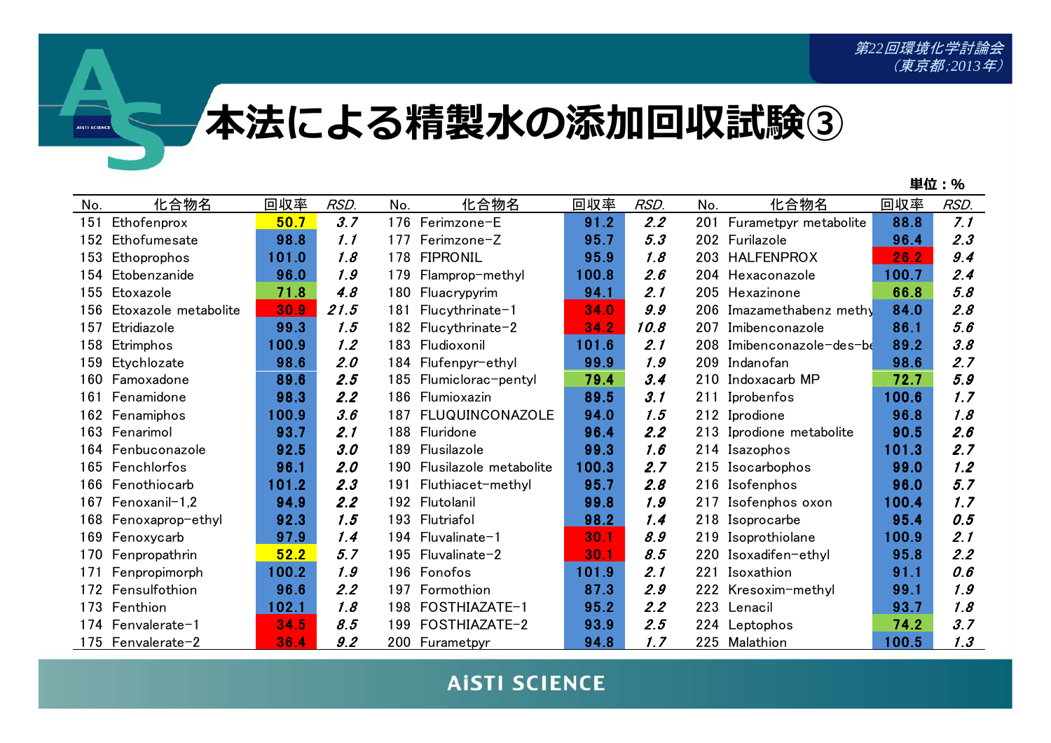# 本法による精製水の添加回収試験③

単位：%

| No. | 化合物名 | 回収率 | RSD. | No. | 化合物名 | 回収率 | RSD. | No. | 化合物名 | 回収率 | RSD. |
|---|---|---|---|---|---|---|---|---|---|---|---|
| 151 | Ethofenprox | 50.7 | 3.7 | 176 | Ferimzone-E | 91.2 | 2.2 | 201 | Furametpyr metabolite | 88.8 | 7.1 |
| 152 | Ethofumesate | 98.8 | 1.1 | 177 | Ferimzone-Z | 95.7 | 5.3 | 202 | Furilazole | 96.4 | 2.3 |
| 153 | Ethoprophos | 101.0 | 1.8 | 178 | FIPRONIL | 95.9 | 1.8 | 203 | HALFENPROX | 26.2 | 9.4 |
| 154 | Etobenzanide | 96.0 | 1.9 | 179 | Flamprop-methyl | 100.8 | 2.6 | 204 | Hexaconazole | 100.7 | 2.4 |
| 155 | Etoxazole | 71.8 | 4.8 | 180 | Fluacrypyrim | 94.1 | 2.1 | 205 | Hexazinone | 66.8 | 5.8 |
| 156 | Etoxazole metabolite | 30.9 | 21.5 | 181 | Flucythrinate-1 | 34.0 | 9.9 | 206 | Imazamethabenz methy | 84.0 | 2.8 |
| 157 | Etridiazole | 99.3 | 1.5 | 182 | Flucythrinate-2 | 34.2 | 10.8 | 207 | Imibenconazole | 86.1 | 5.6 |
| 158 | Etrimphos | 100.9 | 1.2 | 183 | Fludioxonil | 101.6 | 2.1 | 208 | Imibenconazole-des-be | 89.2 | 3.8 |
| 159 | Etychlozate | 98.6 | 2.0 | 184 | Flufenpyr-ethyl | 99.9 | 1.9 | 209 | Indanofan | 98.6 | 2.7 |
| 160 | Famoxadone | 89.6 | 2.5 | 185 | Flumiclorac-pentyl | 79.4 | 3.4 | 210 | Indoxacarb MP | 72.7 | 5.9 |
| 161 | Fenamidone | 98.3 | 2.2 | 186 | Flumioxazin | 89.5 | 3.1 | 211 | Iprobenfos | 100.6 | 1.7 |
| 162 | Fenamiphos | 100.9 | 3.6 | 187 | FLUQUINCONAZOLE | 94.0 | 1.5 | 212 | Iprodione | 96.8 | 1.8 |
| 163 | Fenarimol | 93.7 | 2.1 | 188 | Fluridone | 96.4 | 2.2 | 213 | Iprodione metabolite | 90.5 | 2.6 |
| 164 | Fenbuconazole | 92.5 | 3.0 | 189 | Flusilazole | 99.3 | 1.6 | 214 | Isazophos | 101.3 | 2.7 |
| 165 | Fenchlorfos | 96.1 | 2.0 | 190 | Flusilazole metabolite | 100.3 | 2.7 | 215 | Isocarbophos | 99.0 | 1.2 |
| 166 | Fenothiocarb | 101.2 | 2.3 | 191 | Fluthiacet-methyl | 95.7 | 2.8 | 216 | Isofenphos | 96.0 | 5.7 |
| 167 | Fenoxanil-1,2 | 94.9 | 2.2 | 192 | Flutolanil | 99.8 | 1.9 | 217 | Isofenphos oxon | 100.4 | 1.7 |
| 168 | Fenoxaprop-ethyl | 92.3 | 1.5 | 193 | Flutriafol | 98.2 | 1.4 | 218 | Isoprocarbe | 95.4 | 0.5 |
| 169 | Fenoxycarb | 97.9 | 1.4 | 194 | Fluvalinate-1 | 30.1 | 8.9 | 219 | Isoprothiolane | 100.9 | 2.1 |
| 170 | Fenpropathrin | 52.2 | 5.7 | 195 | Fluvalinate-2 | 30.1 | 8.5 | 220 | Isoxadifen-ethyl | 95.8 | 2.2 |
| 171 | Fenpropimorph | 100.2 | 1.9 | 196 | Fonofos | 101.9 | 2.1 | 221 | Isoxathion | 91.1 | 0.6 |
| 172 | Fensulfothion | 96.6 | 2.2 | 197 | Formothion | 87.3 | 2.9 | 222 | Kresoxim-methyl | 99.1 | 1.9 |
| 173 | Fenthion | 102.1 | 1.8 | 198 | FOSTHIAZATE-1 | 95.2 | 2.2 | 223 | Lenacil | 93.7 | 1.8 |
| 174 | Fenvalerate-1 | 34.5 | 8.5 | 199 | FOSTHIAZATE-2 | 93.9 | 2.5 | 224 | Leptophos | 74.2 | 3.7 |
| 175 | Fenvalerate-2 | 36.4 | 9.2 | 200 | Furametpyr | 94.8 | 1.7 | 225 | Malathion | 100.5 | 1.3 |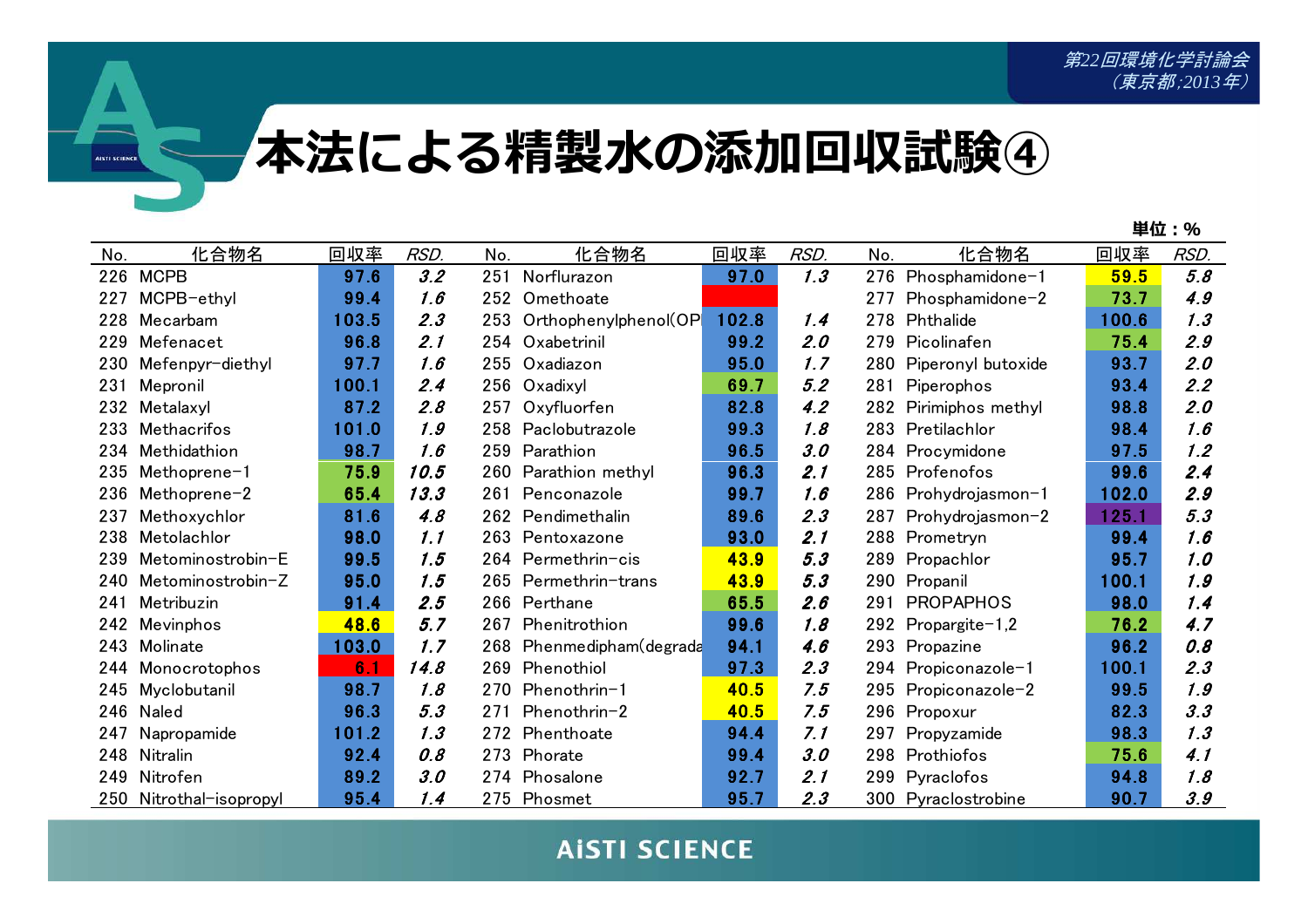# 本法による精製水の添加回収試験④

単位：%

| No. | 化合物名 | 回収率 | RSD. | No. | 化合物名 | 回収率 | RSD. | No. | 化合物名 | 回収率 | RSD. |
|---|---|---|---|---|---|---|---|---|---|---|---|
| 226 | MCPB | 97.6 | 3.2 | 251 | Norflurazon | 97.0 | 1.3 | 276 | Phosphamidone-1 | 59.5 | 5.8 |
| 227 | MCPB-ethyl | 99.4 | 1.6 | 252 | Omethoate | | | 277 | Phosphamidone-2 | 73.7 | 4.9 |
| 228 | Mecarbam | 103.5 | 2.3 | 253 | Orthophenylphenol(OP | 102.8 | 1.4 | 278 | Phthalide | 100.6 | 1.3 |
| 229 | Mefenacet | 96.8 | 2.1 | 254 | Oxabetrinil | 99.2 | 2.0 | 279 | Picolinafen | 75.4 | 2.9 |
| 230 | Mefenpyr-diethyl | 97.7 | 1.6 | 255 | Oxadiazon | 95.0 | 1.7 | 280 | Piperonyl butoxide | 93.7 | 2.0 |
| 231 | Mepronil | 100.1 | 2.4 | 256 | Oxadixyl | 69.7 | 5.2 | 281 | Piperophos | 93.4 | 2.2 |
| 232 | Metalaxyl | 87.2 | 2.8 | 257 | Oxyfluorfen | 82.8 | 4.2 | 282 | Pirimiphos methyl | 98.8 | 2.0 |
| 233 | Methacrifos | 101.0 | 1.9 | 258 | Paclobutrazole | 99.3 | 1.8 | 283 | Pretilachlor | 98.4 | 1.6 |
| 234 | Methidathion | 98.7 | 1.6 | 259 | Parathion | 96.5 | 3.0 | 284 | Procymidone | 97.5 | 1.2 |
| 235 | Methoprene-1 | 75.9 | 10.5 | 260 | Parathion methyl | 96.3 | 2.1 | 285 | Profenofos | 99.6 | 2.4 |
| 236 | Methoprene-2 | 65.4 | 13.3 | 261 | Penconazole | 99.7 | 1.6 | 286 | Prohydrojasmon-1 | 102.0 | 2.9 |
| 237 | Methoxychlor | 81.6 | 4.8 | 262 | Pendimethalin | 89.6 | 2.3 | 287 | Prohydrojasmon-2 | 125.1 | 5.3 |
| 238 | Metolachlor | 98.0 | 1.1 | 263 | Pentoxazone | 93.0 | 2.1 | 288 | Prometryn | 99.4 | 1.6 |
| 239 | Metominostrobin-E | 99.5 | 1.5 | 264 | Permethrin-cis | 43.9 | 5.3 | 289 | Propachlor | 95.7 | 1.0 |
| 240 | Metominostrobin-Z | 95.0 | 1.5 | 265 | Permethrin-trans | 43.9 | 5.3 | 290 | Propanil | 100.1 | 1.9 |
| 241 | Metribuzin | 91.4 | 2.5 | 266 | Perthane | 65.5 | 2.6 | 291 | PROPAPHOS | 98.0 | 1.4 |
| 242 | Mevinphos | 48.6 | 5.7 | 267 | Phenitrothion | 99.6 | 1.8 | 292 | Propargite-1,2 | 76.2 | 4.7 |
| 243 | Molinate | 103.0 | 1.7 | 268 | Phenmedipham(degrada | 94.1 | 4.6 | 293 | Propazine | 96.2 | 0.8 |
| 244 | Monocrotophos | 6.1 | 14.8 | 269 | Phenothiol | 97.3 | 2.3 | 294 | Propiconazole-1 | 100.1 | 2.3 |
| 245 | Myclobutanil | 98.7 | 1.8 | 270 | Phenothrin-1 | 40.5 | 7.5 | 295 | Propiconazole-2 | 99.5 | 1.9 |
| 246 | Naled | 96.3 | 5.3 | 271 | Phenothrin-2 | 40.5 | 7.5 | 296 | Propoxur | 82.3 | 3.3 |
| 247 | Napropamide | 101.2 | 1.3 | 272 | Phenthoate | 94.4 | 7.1 | 297 | Propyzamide | 98.3 | 1.3 |
| 248 | Nitralin | 92.4 | 0.8 | 273 | Phorate | 99.4 | 3.0 | 298 | Prothiofos | 75.6 | 4.1 |
| 249 | Nitrofen | 89.2 | 3.0 | 274 | Phosalone | 92.7 | 2.1 | 299 | Pyraclofos | 94.8 | 1.8 |
| 250 | Nitrothal-isopropyl | 95.4 | 1.4 | 275 | Phosmet | 95.7 | 2.3 | 300 | Pyraclostrobine | 90.7 | 3.9 |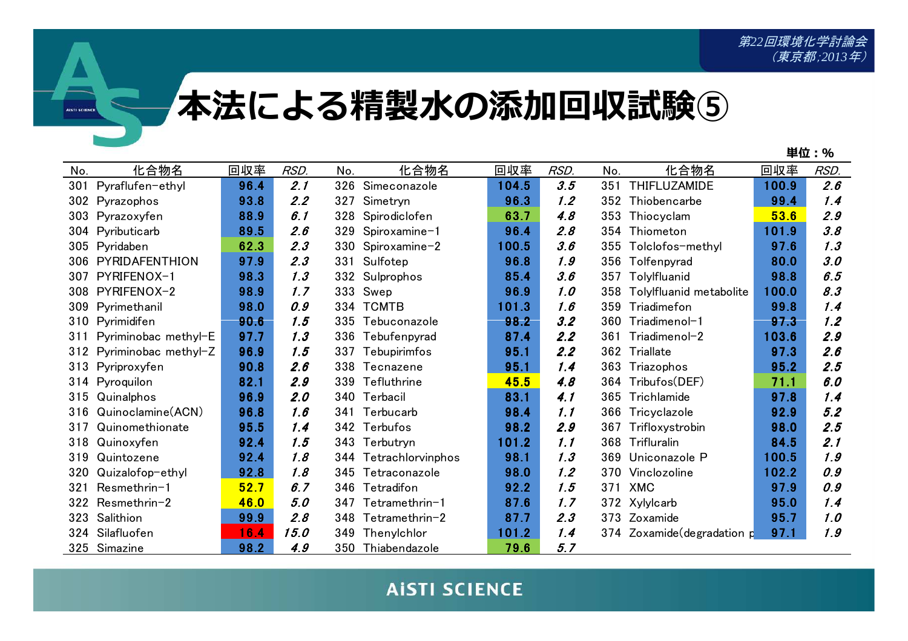# 本法による精製水の添加回収試験⑤

単位：%

| No. | 化合物名 | 回収率 | RSD. | No. | 化合物名 | 回収率 | RSD. | No. | 化合物名 | 回収率 | RSD. |
|---|---|---|---|---|---|---|---|---|---|---|---|
| 301 | Pyraflufen-ethyl | 96.4 | 2.1 | 326 | Simeconazole | 104.5 | 3.5 | 351 | THIFLUZAMIDE | 100.9 | 2.6 |
| 302 | Pyrazophos | 93.8 | 2.2 | 327 | Simetryn | 96.3 | 1.2 | 352 | Thiobencarbe | 99.4 | 1.4 |
| 303 | Pyrazoxyfen | 88.9 | 6.1 | 328 | Spirodiclofen | 63.7 | 4.8 | 353 | Thiocyclam | 53.6 | 2.9 |
| 304 | Pyributicarb | 89.5 | 2.6 | 329 | Spiroxamine-1 | 96.4 | 2.8 | 354 | Thiometon | 101.9 | 3.8 |
| 305 | Pyridaben | 62.3 | 2.3 | 330 | Spiroxamine-2 | 100.5 | 3.6 | 355 | Tolclofos-methyl | 97.6 | 1.3 |
| 306 | PYRIDAFENTHION | 97.9 | 2.3 | 331 | Sulfotep | 96.8 | 1.9 | 356 | Tolfenpyrad | 80.0 | 3.0 |
| 307 | PYRIFENOX-1 | 98.3 | 1.3 | 332 | Sulprophos | 85.4 | 3.6 | 357 | Tolylfluanid | 98.8 | 6.5 |
| 308 | PYRIFENOX-2 | 98.9 | 1.7 | 333 | Swep | 96.9 | 1.0 | 358 | Tolylfluanid metabolite | 100.0 | 8.3 |
| 309 | Pyrimethanil | 98.0 | 0.9 | 334 | TCMTB | 101.3 | 1.6 | 359 | Triadimefon | 99.8 | 1.4 |
| 310 | Pyrimidifen | 90.6 | 1.5 | 335 | Tebuconazole | 98.2 | 3.2 | 360 | Triadimenol-1 | 97.3 | 1.2 |
| 311 | Pyriminobac methyl-E | 97.7 | 1.3 | 336 | Tebufenpyrad | 87.4 | 2.2 | 361 | Triadimenol-2 | 103.6 | 2.9 |
| 312 | Pyriminobac methyl-Z | 96.9 | 1.5 | 337 | Tebupirimfos | 95.1 | 2.2 | 362 | Triallate | 97.3 | 2.6 |
| 313 | Pyriproxyfen | 90.8 | 2.6 | 338 | Tecnazene | 95.1 | 1.4 | 363 | Triazophos | 95.2 | 2.5 |
| 314 | Pyroquilon | 82.1 | 2.9 | 339 | Tefluthrine | 45.5 | 4.8 | 364 | Tribufos(DEF) | 71.1 | 6.0 |
| 315 | Quinalphos | 96.9 | 2.0 | 340 | Terbacil | 83.1 | 4.1 | 365 | Trichlamide | 97.8 | 1.4 |
| 316 | Quinoclamine(ACN) | 96.8 | 1.6 | 341 | Terbucarb | 98.4 | 1.1 | 366 | Tricyclazole | 92.9 | 5.2 |
| 317 | Quinomethionate | 95.5 | 1.4 | 342 | Terbufos | 98.2 | 2.9 | 367 | Trifloxystrobin | 98.0 | 2.5 |
| 318 | Quinoxyfen | 92.4 | 1.5 | 343 | Terbutryn | 101.2 | 1.1 | 368 | Trifluralin | 84.5 | 2.1 |
| 319 | Quintozene | 92.4 | 1.8 | 344 | Tetrachlorvinphos | 98.1 | 1.3 | 369 | Uniconazole P | 100.5 | 1.9 |
| 320 | Quizalofop-ethyl | 92.8 | 1.8 | 345 | Tetraconazole | 98.0 | 1.2 | 370 | Vinclozoline | 102.2 | 0.9 |
| 321 | Resmethrin-1 | 52.7 | 6.7 | 346 | Tetradifon | 92.2 | 1.5 | 371 | XMC | 97.9 | 0.9 |
| 322 | Resmethrin-2 | 46.0 | 5.0 | 347 | Tetramethrin-1 | 87.6 | 1.7 | 372 | Xylylcarb | 95.0 | 1.4 |
| 323 | Salithion | 99.9 | 2.8 | 348 | Tetramethrin-2 | 87.7 | 2.3 | 373 | Zoxamide | 95.7 | 1.0 |
| 324 | Silafluofen | 16.4 | 15.0 | 349 | Thenylchlor | 101.2 | 1.4 | 374 | Zoxamide(degradation p | 97.1 | 1.9 |
| 325 | Simazine | 98.2 | 4.9 | 350 | Thiabendazole | 79.6 | 5.7 | | | | |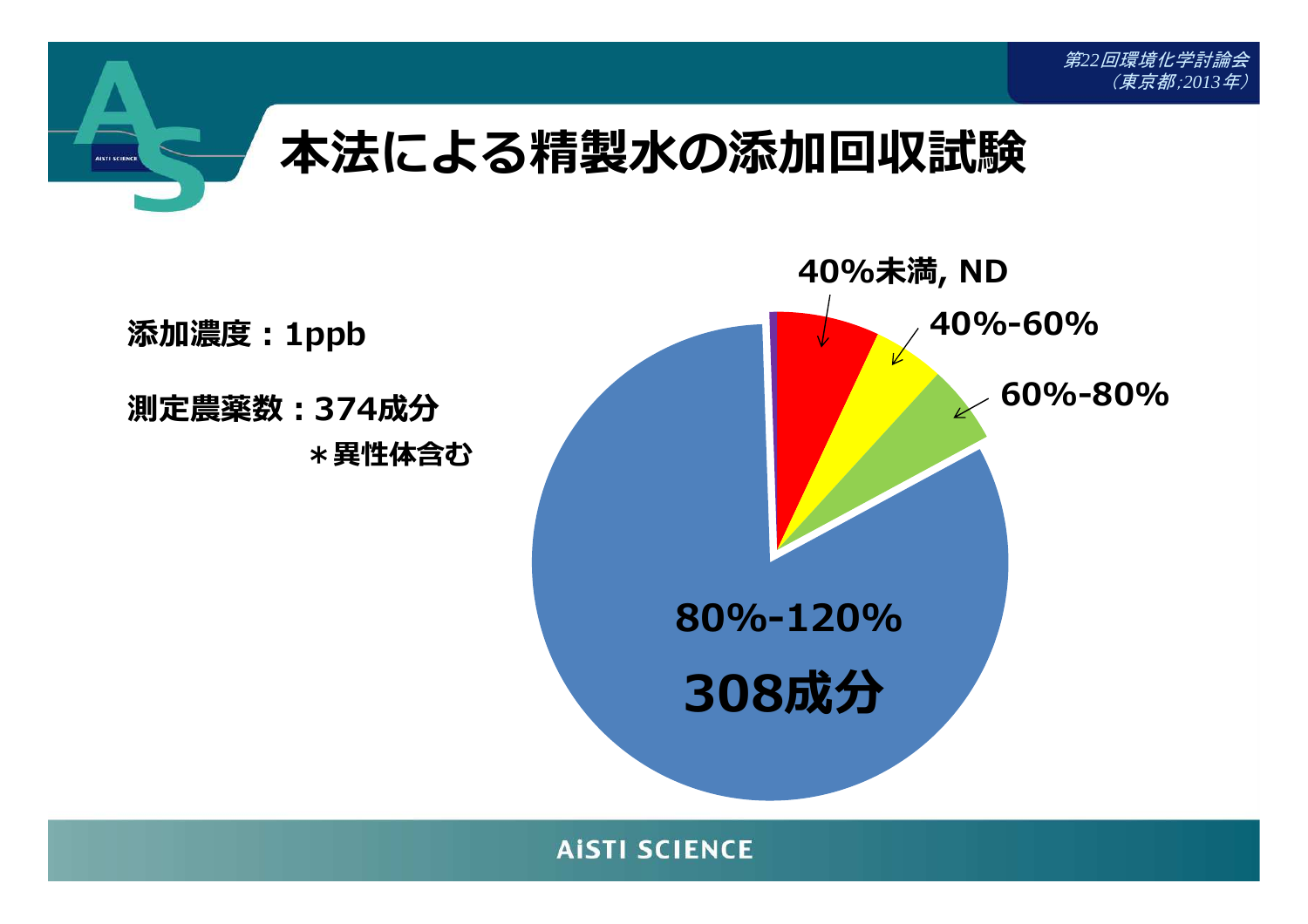# 本法による精製水の添加回収試験

添加濃度：1ppb

測定農薬数：374成分

＊異性体含む

40%未満, ND

40%-60%

60%-80%

80%-120%

308成分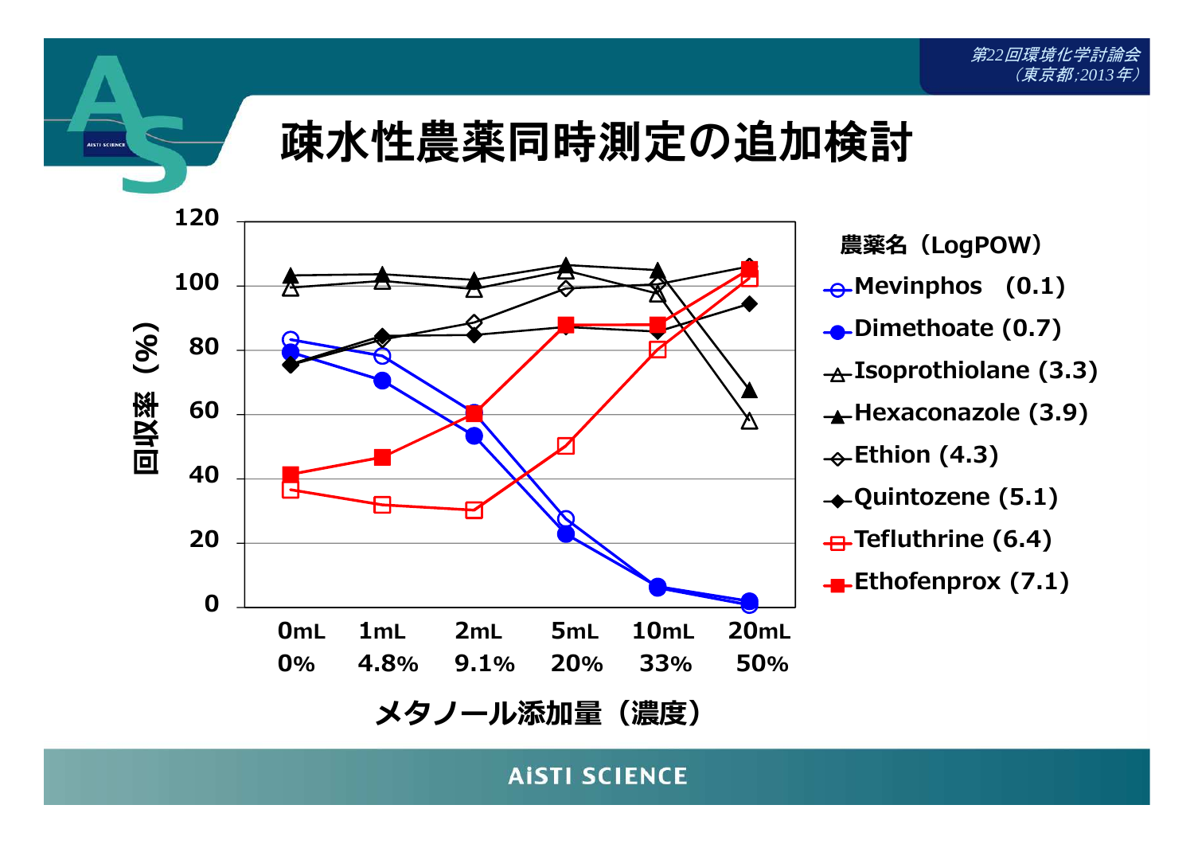# 疎水性農薬同時測定の追加検討

回収率（%）

| | 0mL 0% | 1mL 4.8% | 2mL 9.1% | 5mL 20% | 10mL 33% | 20mL 50% |
|---|---|---|---|---|---|---|

メタノール添加量（濃度）

農薬名（LogPOW）

- Mevinphos (0.1)
- Dimethoate (0.7)
- Isoprothiolane (3.3)
- Hexaconazole (3.9)
- Ethion (4.3)
- Quintozene (5.1)
- Tefluthrine (6.4)
- Ethofenprox (7.1)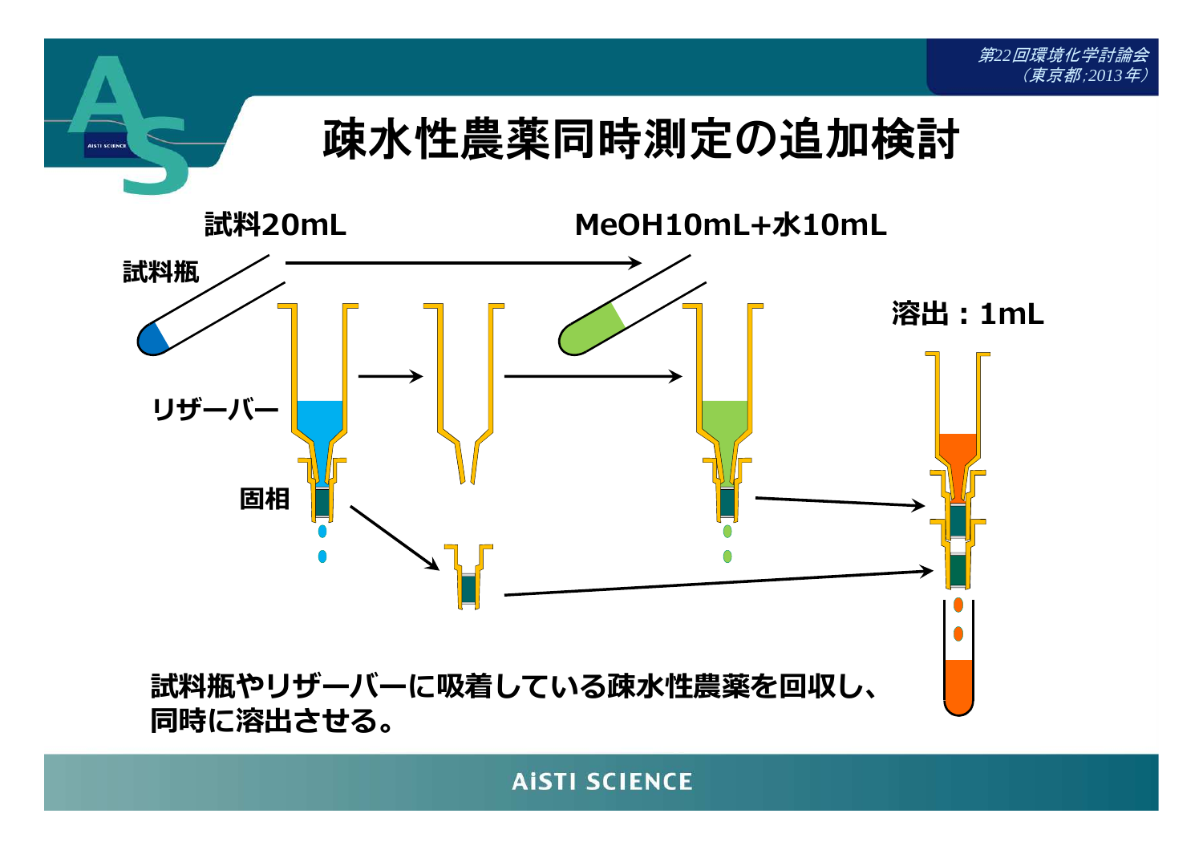# 疎水性農薬同時測定の追加検討

試料20mL

MeOH10mL+水10mL

試料瓶

リザーバー

固相

溶出：1mL

**試料瓶やリザーバーに吸着している疎水性農薬を回収し、同時に溶出させる。**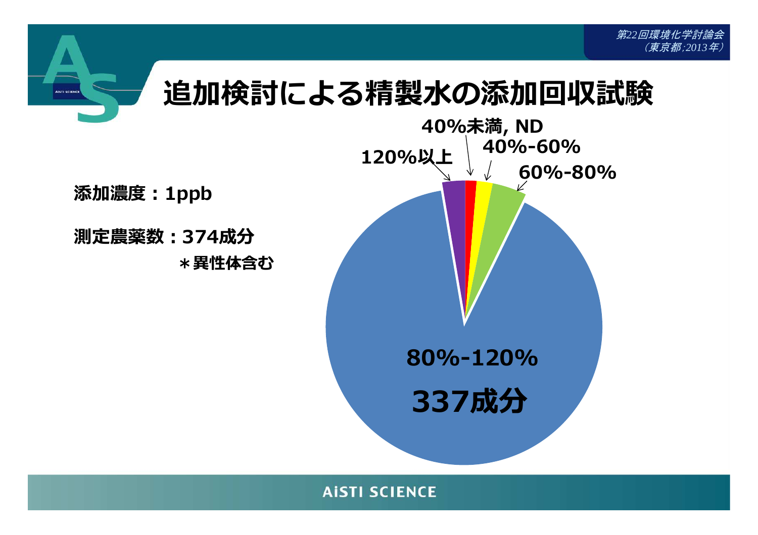# 追加検討による精製水の添加回収試験

添加濃度：1ppb

測定農薬数：374成分

＊異性体含む

120%以上

40%未満, ND

40%-60%

60%-80%

80%-120%

337成分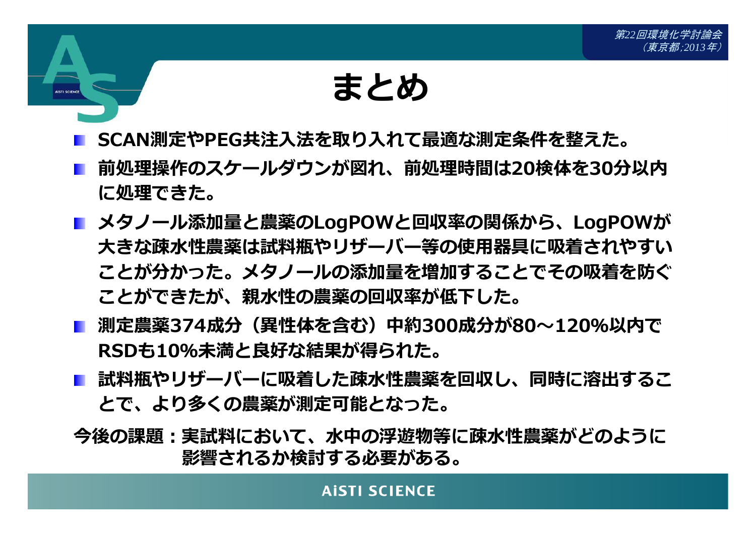# まとめ

- SCAN測定やPEG共注入法を取り入れて最適な測定条件を整えた。
- 前処理操作のスケールダウンが図れ、前処理時間は20検体を30分以内に処理できた。
- メタノール添加量と農薬のLogPOWと回収率の関係から、LogPOWが大きな疎水性農薬は試料瓶やリザーバー等の使用器具に吸着されやすいことが分かった。メタノールの添加量を増加することでその吸着を防ぐことができたが、親水性の農薬の回収率が低下した。
- 測定農薬374成分（異性体を含む）中約300成分が80～120%以内でRSDも10%未満と良好な結果が得られた。
- 試料瓶やリザーバーに吸着した疎水性農薬を回収し、同時に溶出することで、より多くの農薬が測定可能となった。

今後の課題：実試料において、水中の浮遊物等に疎水性農薬がどのように影響されるか検討する必要がある。